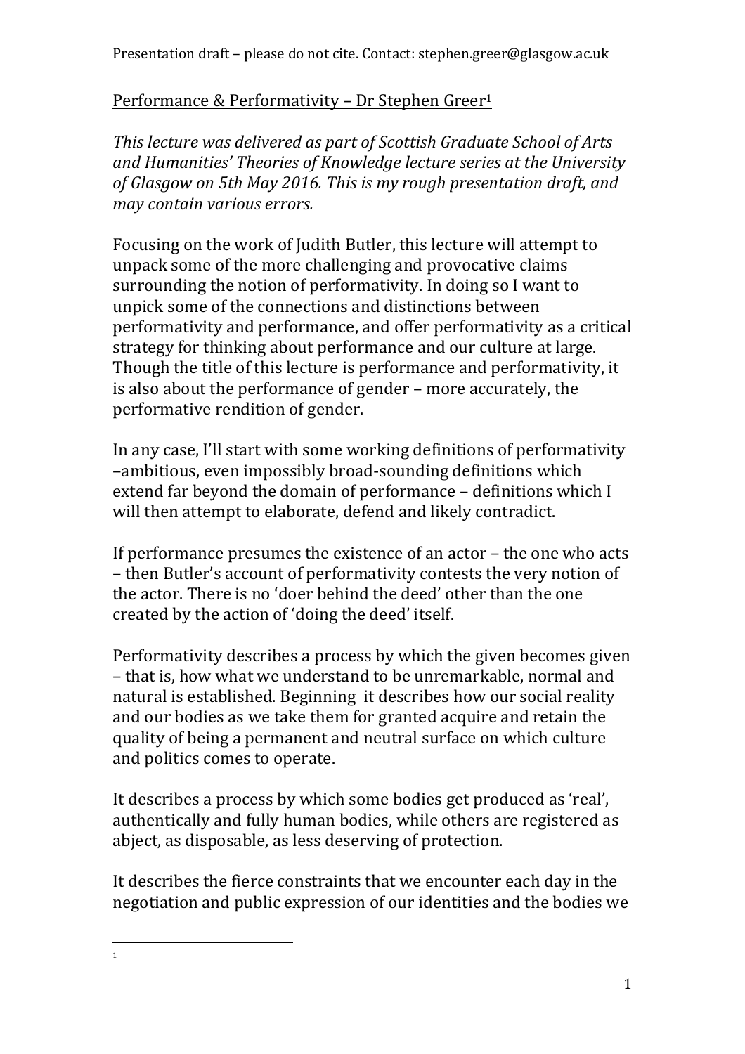Presentation draft – please do not cite. Contact: stephen.greer@glasgow.ac.uk

Performance & Performativity – Dr Stephen Greer[1]

*This lecture was delivered as part of Scottish Graduate School of Arts and Humanities' Theories of Knowledge lecture series at the University of Glasgow on 5th May 2016. This is my rough presentation draft, and may contain various errors.*

Focusing on the work of Judith Butler, this lecture will attempt to unpack some of the more challenging and provocative claims surrounding the notion of performativity. In doing so I want to unpick some of the connections and distinctions between performativity and performance, and offer performativity as a critical strategy for thinking about performance and our culture at large. Though the title of this lecture is performance and performativity, it is also about the performance of gender – more accurately, the performative rendition of gender.

In any case, I'll start with some working definitions of performativity –ambitious, even impossibly broad-sounding definitions which extend far beyond the domain of performance – definitions which I will then attempt to elaborate, defend and likely contradict.

If performance presumes the existence of an actor – the one who acts – then Butler's account of performativity contests the very notion of the actor. There is no 'doer behind the deed' other than the one created by the action of 'doing the deed' itself.

Performativity describes a process by which the given becomes given – that is, how what we understand to be unremarkable, normal and natural is established. Beginning it describes how our social reality and our bodies as we take them for granted acquire and retain the quality of being a permanent and neutral surface on which culture and politics comes to operate.

It describes a process by which some bodies get produced as 'real', authentically and fully human bodies, while others are registered as abject, as disposable, as less deserving of protection.

It describes the fierce constraints that we encounter each day in the negotiation and public expression of our identities and the bodies we

[1]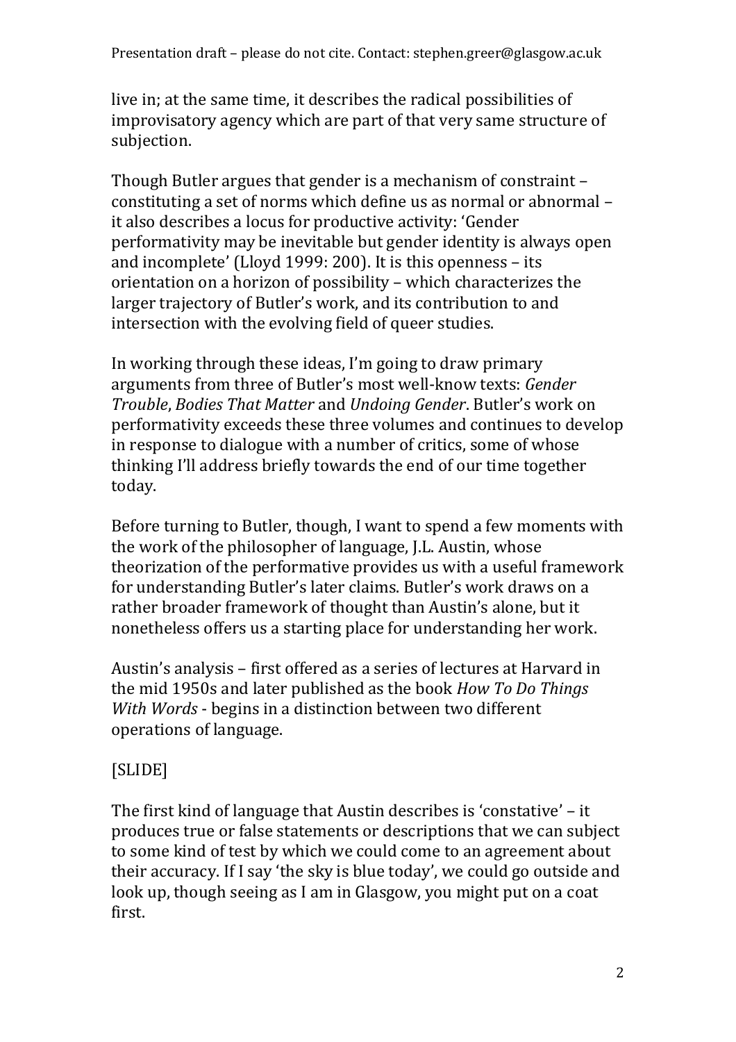live in; at the same time, it describes the radical possibilities of improvisatory agency which are part of that very same structure of subjection.

Though Butler argues that gender is a mechanism of constraint – constituting a set of norms which define us as normal or abnormal – it also describes a locus for productive activity: 'Gender performativity may be inevitable but gender identity is always open and incomplete' (Lloyd 1999: 200). It is this openness – its orientation on a horizon of possibility – which characterizes the larger trajectory of Butler's work, and its contribution to and intersection with the evolving field of queer studies.

In working through these ideas, I'm going to draw primary arguments from three of Butler's most well-know texts: *Gender Trouble*, *Bodies That Matter* and *Undoing Gender*. Butler's work on performativity exceeds these three volumes and continues to develop in response to dialogue with a number of critics, some of whose thinking I'll address briefly towards the end of our time together today.

Before turning to Butler, though, I want to spend a few moments with the work of the philosopher of language, J.L. Austin, whose theorization of the performative provides us with a useful framework for understanding Butler's later claims. Butler's work draws on a rather broader framework of thought than Austin's alone, but it nonetheless offers us a starting place for understanding her work.

Austin's analysis – first offered as a series of lectures at Harvard in the mid 1950s and later published as the book *How To Do Things With Words* - begins in a distinction between two different operations of language.

[SLIDE]

The first kind of language that Austin describes is 'constative' – it produces true or false statements or descriptions that we can subject to some kind of test by which we could come to an agreement about their accuracy. If I say 'the sky is blue today', we could go outside and look up, though seeing as I am in Glasgow, you might put on a coat first.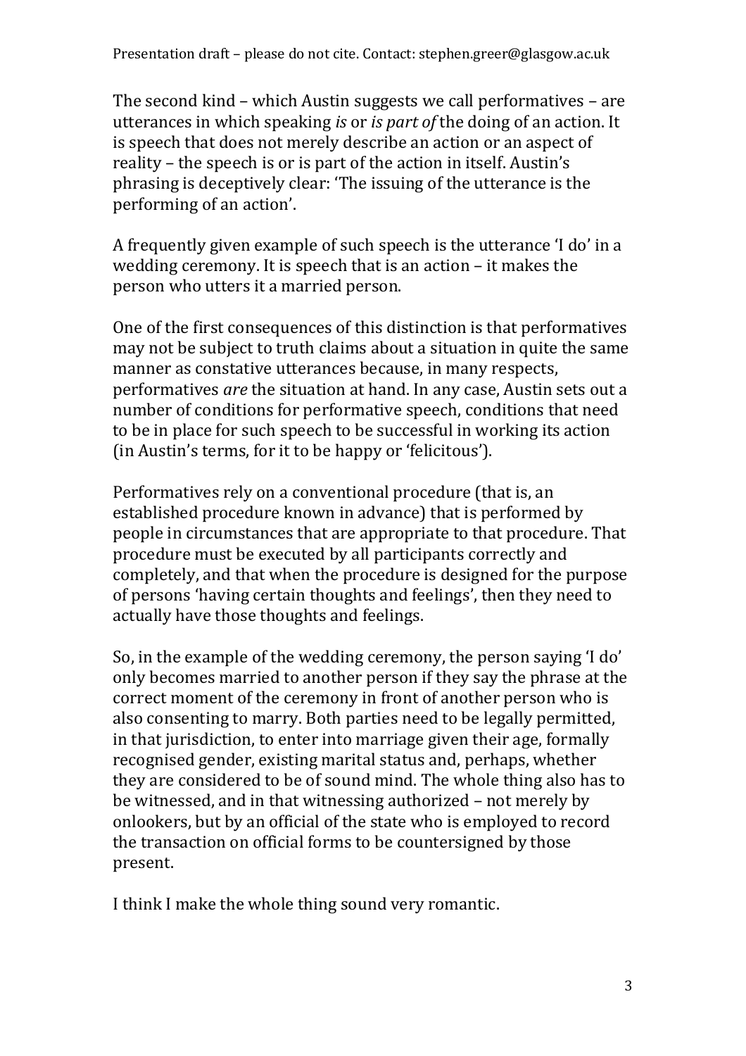The second kind – which Austin suggests we call performatives – are utterances in which speaking *is* or *is part of* the doing of an action. It is speech that does not merely describe an action or an aspect of reality – the speech is or is part of the action in itself. Austin's phrasing is deceptively clear: 'The issuing of the utterance is the performing of an action'.

A frequently given example of such speech is the utterance 'I do' in a wedding ceremony. It is speech that is an action – it makes the person who utters it a married person.

One of the first consequences of this distinction is that performatives may not be subject to truth claims about a situation in quite the same manner as constative utterances because, in many respects, performatives *are* the situation at hand. In any case, Austin sets out a number of conditions for performative speech, conditions that need to be in place for such speech to be successful in working its action (in Austin's terms, for it to be happy or 'felicitous').

Performatives rely on a conventional procedure (that is, an established procedure known in advance) that is performed by people in circumstances that are appropriate to that procedure. That procedure must be executed by all participants correctly and completely, and that when the procedure is designed for the purpose of persons 'having certain thoughts and feelings', then they need to actually have those thoughts and feelings.

So, in the example of the wedding ceremony, the person saying 'I do' only becomes married to another person if they say the phrase at the correct moment of the ceremony in front of another person who is also consenting to marry. Both parties need to be legally permitted, in that jurisdiction, to enter into marriage given their age, formally recognised gender, existing marital status and, perhaps, whether they are considered to be of sound mind. The whole thing also has to be witnessed, and in that witnessing authorized – not merely by onlookers, but by an official of the state who is employed to record the transaction on official forms to be countersigned by those present.

I think I make the whole thing sound very romantic.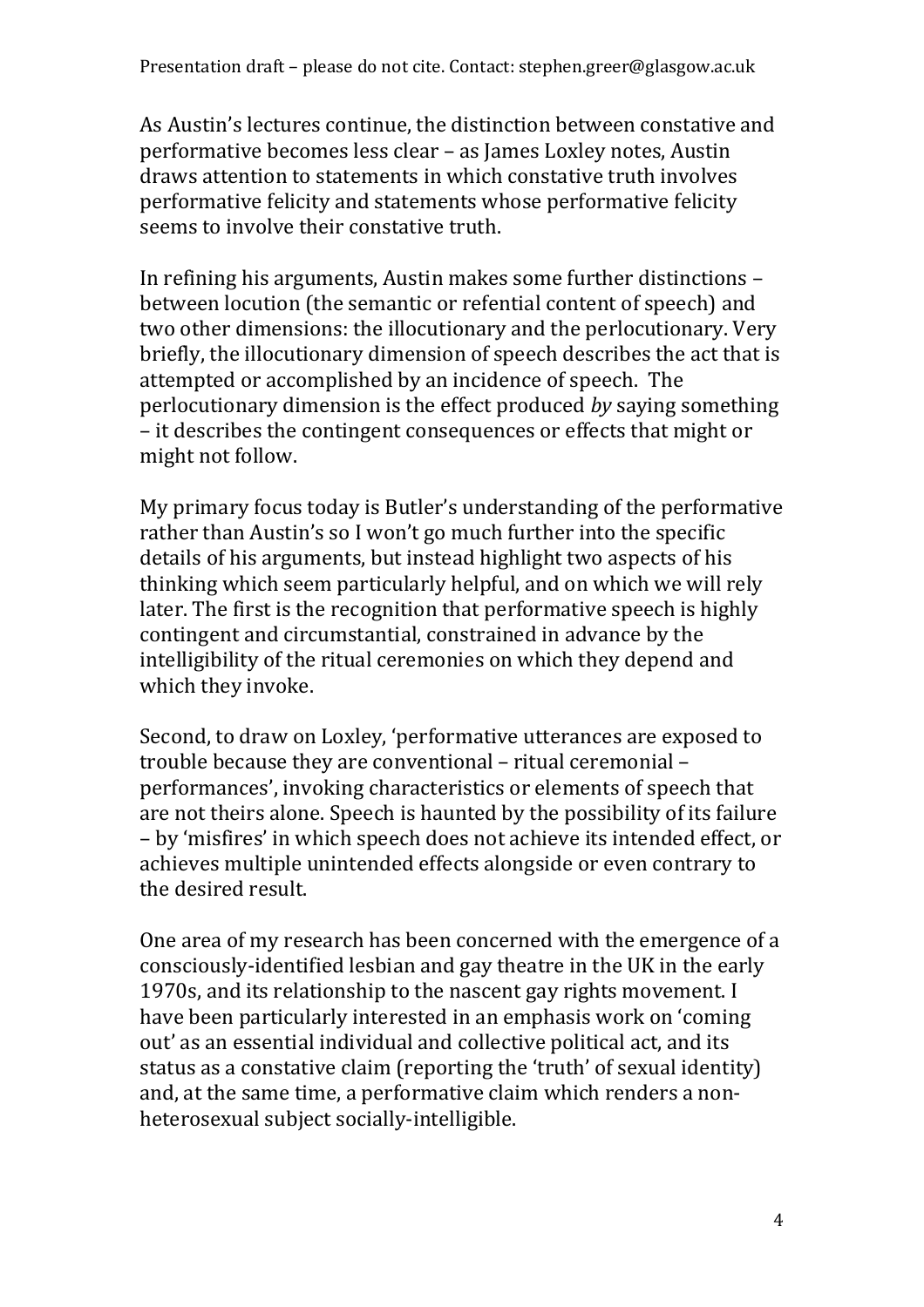As Austin's lectures continue, the distinction between constative and performative becomes less clear – as James Loxley notes, Austin draws attention to statements in which constative truth involves performative felicity and statements whose performative felicity seems to involve their constative truth.

In refining his arguments, Austin makes some further distinctions – between locution (the semantic or refential content of speech) and two other dimensions: the illocutionary and the perlocutionary. Very briefly, the illocutionary dimension of speech describes the act that is attempted or accomplished by an incidence of speech. The perlocutionary dimension is the effect produced *by* saying something – it describes the contingent consequences or effects that might or might not follow.

My primary focus today is Butler's understanding of the performative rather than Austin's so I won't go much further into the specific details of his arguments, but instead highlight two aspects of his thinking which seem particularly helpful, and on which we will rely later. The first is the recognition that performative speech is highly contingent and circumstantial, constrained in advance by the intelligibility of the ritual ceremonies on which they depend and which they invoke.

Second, to draw on Loxley, 'performative utterances are exposed to trouble because they are conventional – ritual ceremonial – performances', invoking characteristics or elements of speech that are not theirs alone. Speech is haunted by the possibility of its failure – by 'misfires' in which speech does not achieve its intended effect, or achieves multiple unintended effects alongside or even contrary to the desired result.

One area of my research has been concerned with the emergence of a consciously-identified lesbian and gay theatre in the UK in the early 1970s, and its relationship to the nascent gay rights movement. I have been particularly interested in an emphasis work on 'coming out' as an essential individual and collective political act, and its status as a constative claim (reporting the 'truth' of sexual identity) and, at the same time, a performative claim which renders a non-heterosexual subject socially-intelligible.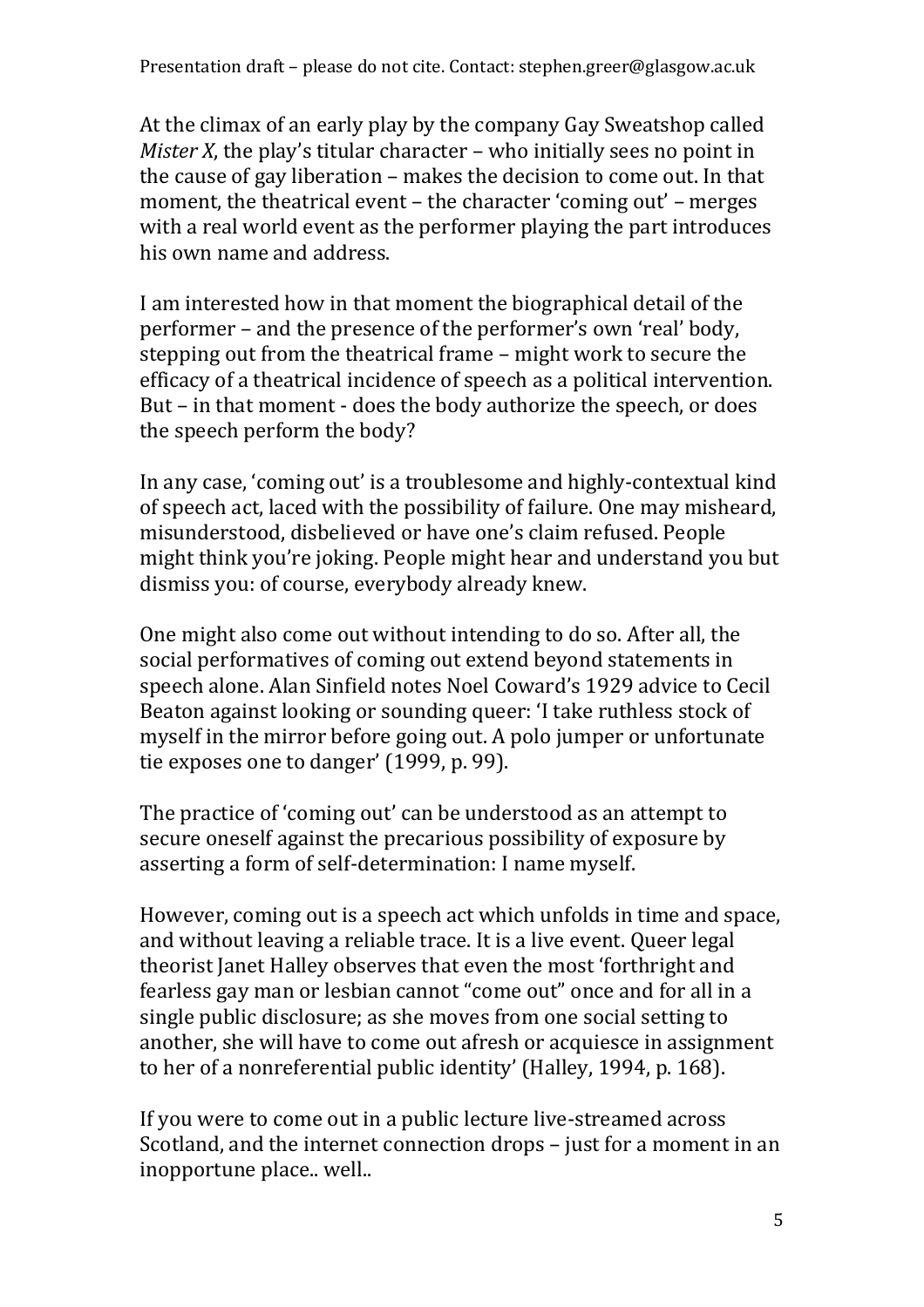At the climax of an early play by the company Gay Sweatshop called *Mister X*, the play's titular character – who initially sees no point in the cause of gay liberation – makes the decision to come out. In that moment, the theatrical event – the character 'coming out' – merges with a real world event as the performer playing the part introduces his own name and address.

I am interested how in that moment the biographical detail of the performer – and the presence of the performer's own 'real' body, stepping out from the theatrical frame – might work to secure the efficacy of a theatrical incidence of speech as a political intervention. But – in that moment - does the body authorize the speech, or does the speech perform the body?

In any case, 'coming out' is a troublesome and highly-contextual kind of speech act, laced with the possibility of failure. One may misheard, misunderstood, disbelieved or have one's claim refused. People might think you're joking. People might hear and understand you but dismiss you: of course, everybody already knew.

One might also come out without intending to do so. After all, the social performatives of coming out extend beyond statements in speech alone. Alan Sinfield notes Noel Coward's 1929 advice to Cecil Beaton against looking or sounding queer: 'I take ruthless stock of myself in the mirror before going out. A polo jumper or unfortunate tie exposes one to danger' (1999, p. 99).

The practice of 'coming out' can be understood as an attempt to secure oneself against the precarious possibility of exposure by asserting a form of self-determination: I name myself.

However, coming out is a speech act which unfolds in time and space, and without leaving a reliable trace. It is a live event. Queer legal theorist Janet Halley observes that even the most 'forthright and fearless gay man or lesbian cannot "come out" once and for all in a single public disclosure; as she moves from one social setting to another, she will have to come out afresh or acquiesce in assignment to her of a nonreferential public identity' (Halley, 1994, p. 168).

If you were to come out in a public lecture live-streamed across Scotland, and the internet connection drops – just for a moment in an inopportune place.. well..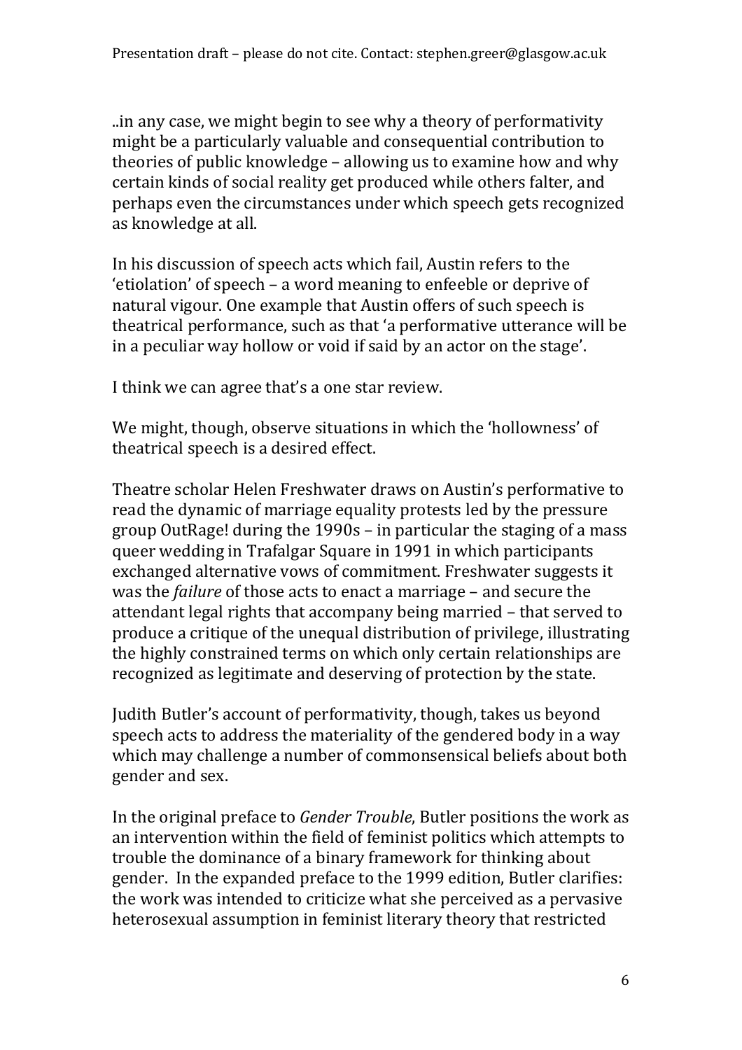..in any case, we might begin to see why a theory of performativity might be a particularly valuable and consequential contribution to theories of public knowledge – allowing us to examine how and why certain kinds of social reality get produced while others falter, and perhaps even the circumstances under which speech gets recognized as knowledge at all.

In his discussion of speech acts which fail, Austin refers to the 'etiolation' of speech – a word meaning to enfeeble or deprive of natural vigour. One example that Austin offers of such speech is theatrical performance, such as that 'a performative utterance will be in a peculiar way hollow or void if said by an actor on the stage'.

I think we can agree that's a one star review.

We might, though, observe situations in which the 'hollowness' of theatrical speech is a desired effect.

Theatre scholar Helen Freshwater draws on Austin's performative to read the dynamic of marriage equality protests led by the pressure group OutRage! during the 1990s – in particular the staging of a mass queer wedding in Trafalgar Square in 1991 in which participants exchanged alternative vows of commitment. Freshwater suggests it was the *failure* of those acts to enact a marriage – and secure the attendant legal rights that accompany being married – that served to produce a critique of the unequal distribution of privilege, illustrating the highly constrained terms on which only certain relationships are recognized as legitimate and deserving of protection by the state.

Judith Butler's account of performativity, though, takes us beyond speech acts to address the materiality of the gendered body in a way which may challenge a number of commonsensical beliefs about both gender and sex.

In the original preface to *Gender Trouble*, Butler positions the work as an intervention within the field of feminist politics which attempts to trouble the dominance of a binary framework for thinking about gender. In the expanded preface to the 1999 edition, Butler clarifies: the work was intended to criticize what she perceived as a pervasive heterosexual assumption in feminist literary theory that restricted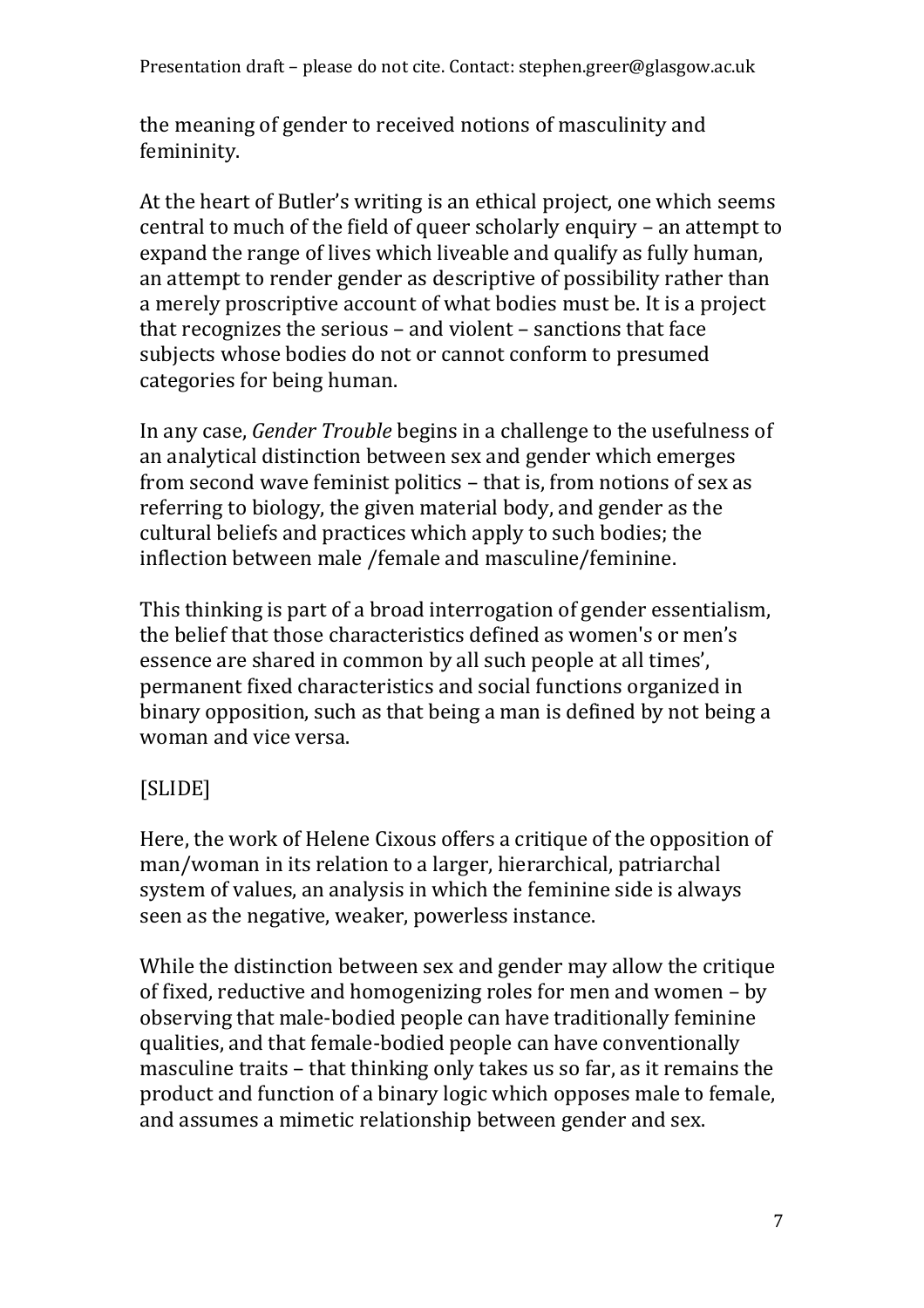the meaning of gender to received notions of masculinity and femininity.

At the heart of Butler's writing is an ethical project, one which seems central to much of the field of queer scholarly enquiry – an attempt to expand the range of lives which liveable and qualify as fully human, an attempt to render gender as descriptive of possibility rather than a merely proscriptive account of what bodies must be. It is a project that recognizes the serious – and violent – sanctions that face subjects whose bodies do not or cannot conform to presumed categories for being human.

In any case, *Gender Trouble* begins in a challenge to the usefulness of an analytical distinction between sex and gender which emerges from second wave feminist politics – that is, from notions of sex as referring to biology, the given material body, and gender as the cultural beliefs and practices which apply to such bodies; the inflection between male /female and masculine/feminine.

This thinking is part of a broad interrogation of gender essentialism, the belief that those characteristics defined as women's or men's essence are shared in common by all such people at all times', permanent fixed characteristics and social functions organized in binary opposition, such as that being a man is defined by not being a woman and vice versa.

[SLIDE]

Here, the work of Helene Cixous offers a critique of the opposition of man/woman in its relation to a larger, hierarchical, patriarchal system of values, an analysis in which the feminine side is always seen as the negative, weaker, powerless instance.

While the distinction between sex and gender may allow the critique of fixed, reductive and homogenizing roles for men and women – by observing that male-bodied people can have traditionally feminine qualities, and that female-bodied people can have conventionally masculine traits – that thinking only takes us so far, as it remains the product and function of a binary logic which opposes male to female, and assumes a mimetic relationship between gender and sex.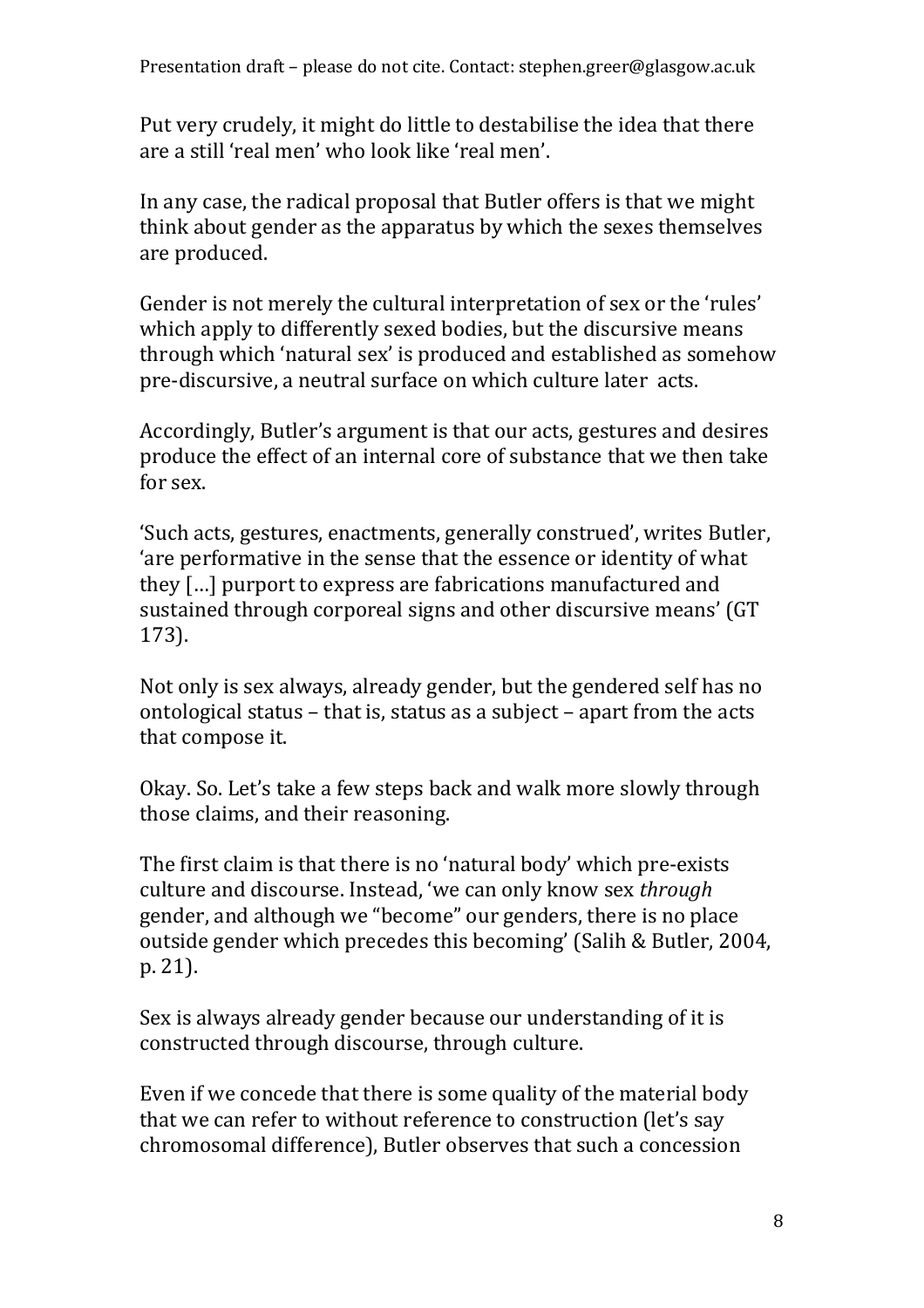Put very crudely, it might do little to destabilise the idea that there are a still 'real men' who look like 'real men'.

In any case, the radical proposal that Butler offers is that we might think about gender as the apparatus by which the sexes themselves are produced.

Gender is not merely the cultural interpretation of sex or the 'rules' which apply to differently sexed bodies, but the discursive means through which 'natural sex' is produced and established as somehow pre-discursive, a neutral surface on which culture later acts.

Accordingly, Butler's argument is that our acts, gestures and desires produce the effect of an internal core of substance that we then take for sex.

'Such acts, gestures, enactments, generally construed', writes Butler, 'are performative in the sense that the essence or identity of what they […] purport to express are fabrications manufactured and sustained through corporeal signs and other discursive means' (GT 173).

Not only is sex always, already gender, but the gendered self has no ontological status – that is, status as a subject – apart from the acts that compose it.

Okay. So. Let's take a few steps back and walk more slowly through those claims, and their reasoning.

The first claim is that there is no 'natural body' which pre-exists culture and discourse. Instead, 'we can only know sex *through* gender, and although we "become" our genders, there is no place outside gender which precedes this becoming' (Salih & Butler, 2004, p. 21).

Sex is always already gender because our understanding of it is constructed through discourse, through culture.

Even if we concede that there is some quality of the material body that we can refer to without reference to construction (let's say chromosomal difference), Butler observes that such a concession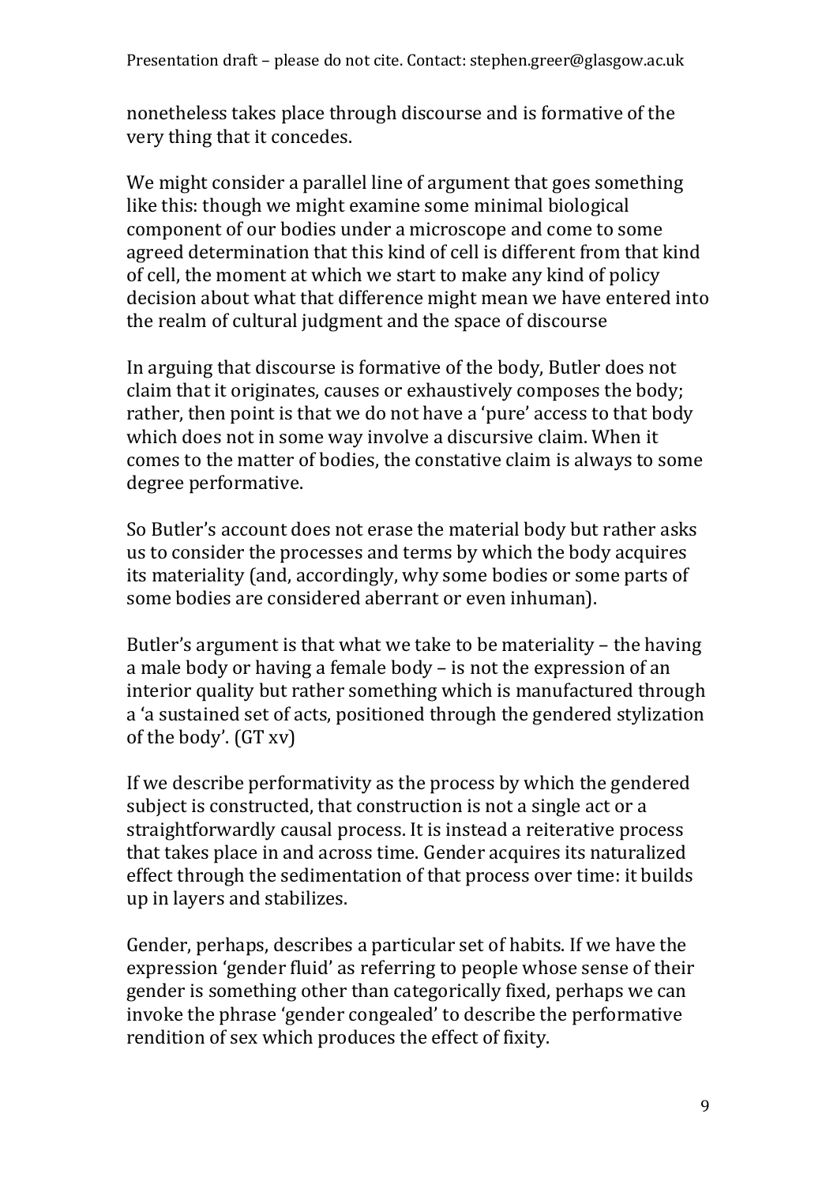nonetheless takes place through discourse and is formative of the very thing that it concedes.

We might consider a parallel line of argument that goes something like this: though we might examine some minimal biological component of our bodies under a microscope and come to some agreed determination that this kind of cell is different from that kind of cell, the moment at which we start to make any kind of policy decision about what that difference might mean we have entered into the realm of cultural judgment and the space of discourse

In arguing that discourse is formative of the body, Butler does not claim that it originates, causes or exhaustively composes the body; rather, then point is that we do not have a 'pure' access to that body which does not in some way involve a discursive claim. When it comes to the matter of bodies, the constative claim is always to some degree performative.

So Butler's account does not erase the material body but rather asks us to consider the processes and terms by which the body acquires its materiality (and, accordingly, why some bodies or some parts of some bodies are considered aberrant or even inhuman).

Butler's argument is that what we take to be materiality – the having a male body or having a female body – is not the expression of an interior quality but rather something which is manufactured through a 'a sustained set of acts, positioned through the gendered stylization of the body'. (GT xv)

If we describe performativity as the process by which the gendered subject is constructed, that construction is not a single act or a straightforwardly causal process. It is instead a reiterative process that takes place in and across time. Gender acquires its naturalized effect through the sedimentation of that process over time: it builds up in layers and stabilizes.

Gender, perhaps, describes a particular set of habits. If we have the expression 'gender fluid' as referring to people whose sense of their gender is something other than categorically fixed, perhaps we can invoke the phrase 'gender congealed' to describe the performative rendition of sex which produces the effect of fixity.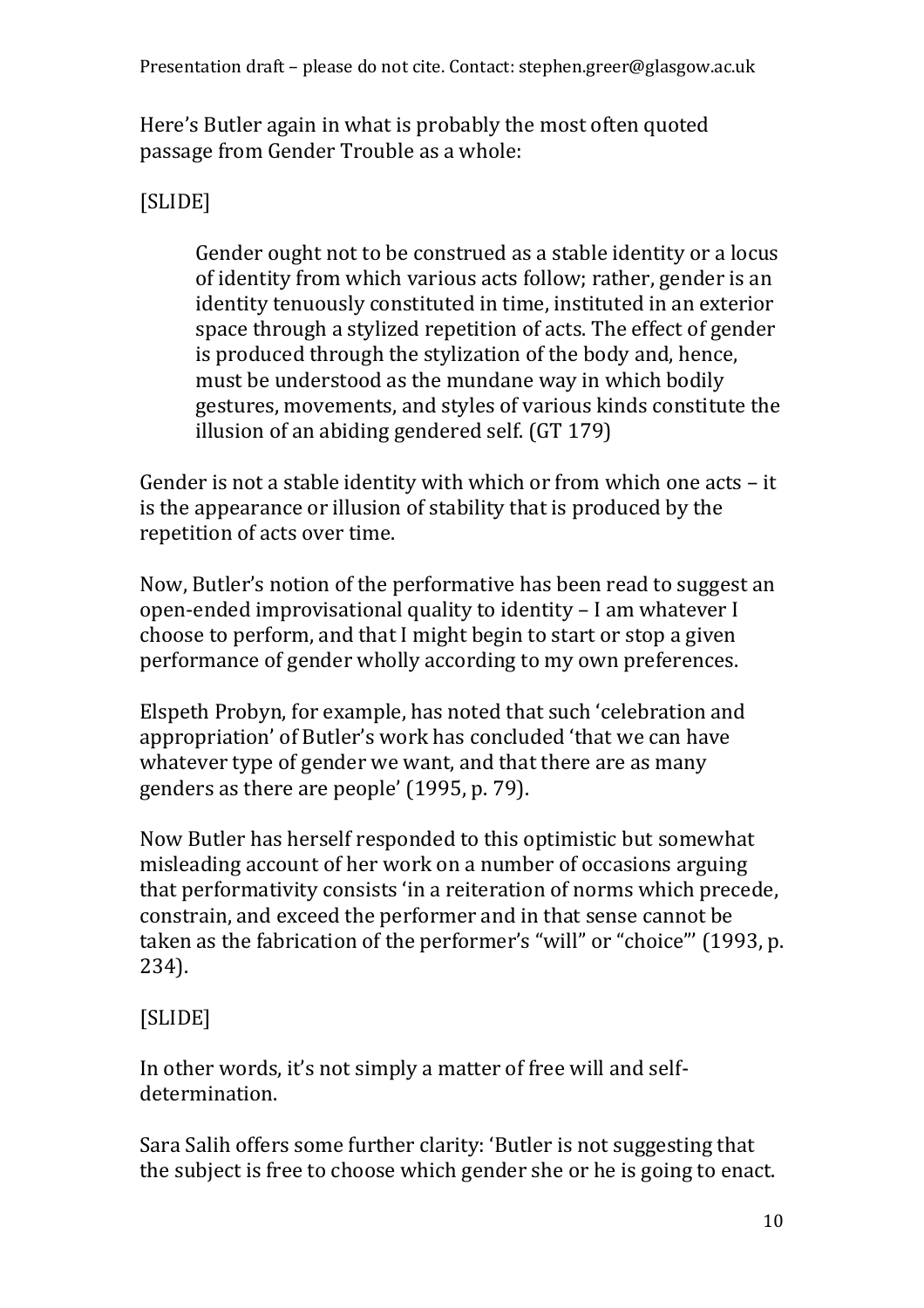Here's Butler again in what is probably the most often quoted passage from Gender Trouble as a whole:

[SLIDE]

> Gender ought not to be construed as a stable identity or a locus of identity from which various acts follow; rather, gender is an identity tenuously constituted in time, instituted in an exterior space through a stylized repetition of acts. The effect of gender is produced through the stylization of the body and, hence, must be understood as the mundane way in which bodily gestures, movements, and styles of various kinds constitute the illusion of an abiding gendered self. (GT 179)

Gender is not a stable identity with which or from which one acts – it is the appearance or illusion of stability that is produced by the repetition of acts over time.

Now, Butler's notion of the performative has been read to suggest an open-ended improvisational quality to identity – I am whatever I choose to perform, and that I might begin to start or stop a given performance of gender wholly according to my own preferences.

Elspeth Probyn, for example, has noted that such 'celebration and appropriation' of Butler's work has concluded 'that we can have whatever type of gender we want, and that there are as many genders as there are people' (1995, p. 79).

Now Butler has herself responded to this optimistic but somewhat misleading account of her work on a number of occasions arguing that performativity consists 'in a reiteration of norms which precede, constrain, and exceed the performer and in that sense cannot be taken as the fabrication of the performer's "will" or "choice"' (1993, p. 234).

[SLIDE]

In other words, it's not simply a matter of free will and self-determination.

Sara Salih offers some further clarity: 'Butler is not suggesting that the subject is free to choose which gender she or he is going to enact.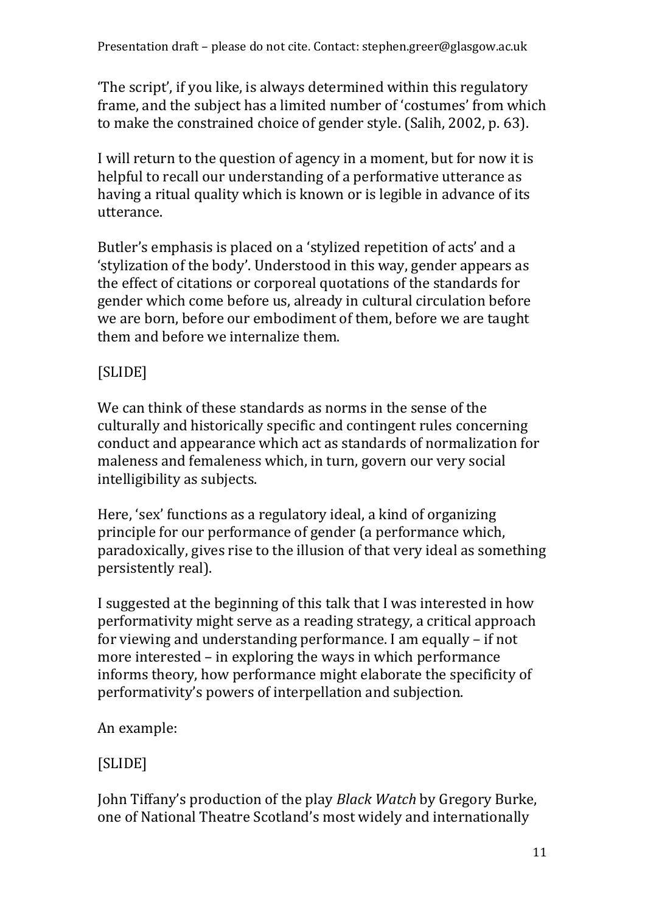'The script', if you like, is always determined within this regulatory frame, and the subject has a limited number of 'costumes' from which to make the constrained choice of gender style. (Salih, 2002, p. 63).

I will return to the question of agency in a moment, but for now it is helpful to recall our understanding of a performative utterance as having a ritual quality which is known or is legible in advance of its utterance.

Butler's emphasis is placed on a 'stylized repetition of acts' and a 'stylization of the body'. Understood in this way, gender appears as the effect of citations or corporeal quotations of the standards for gender which come before us, already in cultural circulation before we are born, before our embodiment of them, before we are taught them and before we internalize them.

[SLIDE]

We can think of these standards as norms in the sense of the culturally and historically specific and contingent rules concerning conduct and appearance which act as standards of normalization for maleness and femaleness which, in turn, govern our very social intelligibility as subjects.

Here, 'sex' functions as a regulatory ideal, a kind of organizing principle for our performance of gender (a performance which, paradoxically, gives rise to the illusion of that very ideal as something persistently real).

I suggested at the beginning of this talk that I was interested in how performativity might serve as a reading strategy, a critical approach for viewing and understanding performance. I am equally – if not more interested – in exploring the ways in which performance informs theory, how performance might elaborate the specificity of performativity's powers of interpellation and subjection.

An example:

[SLIDE]

John Tiffany's production of the play *Black Watch* by Gregory Burke, one of National Theatre Scotland's most widely and internationally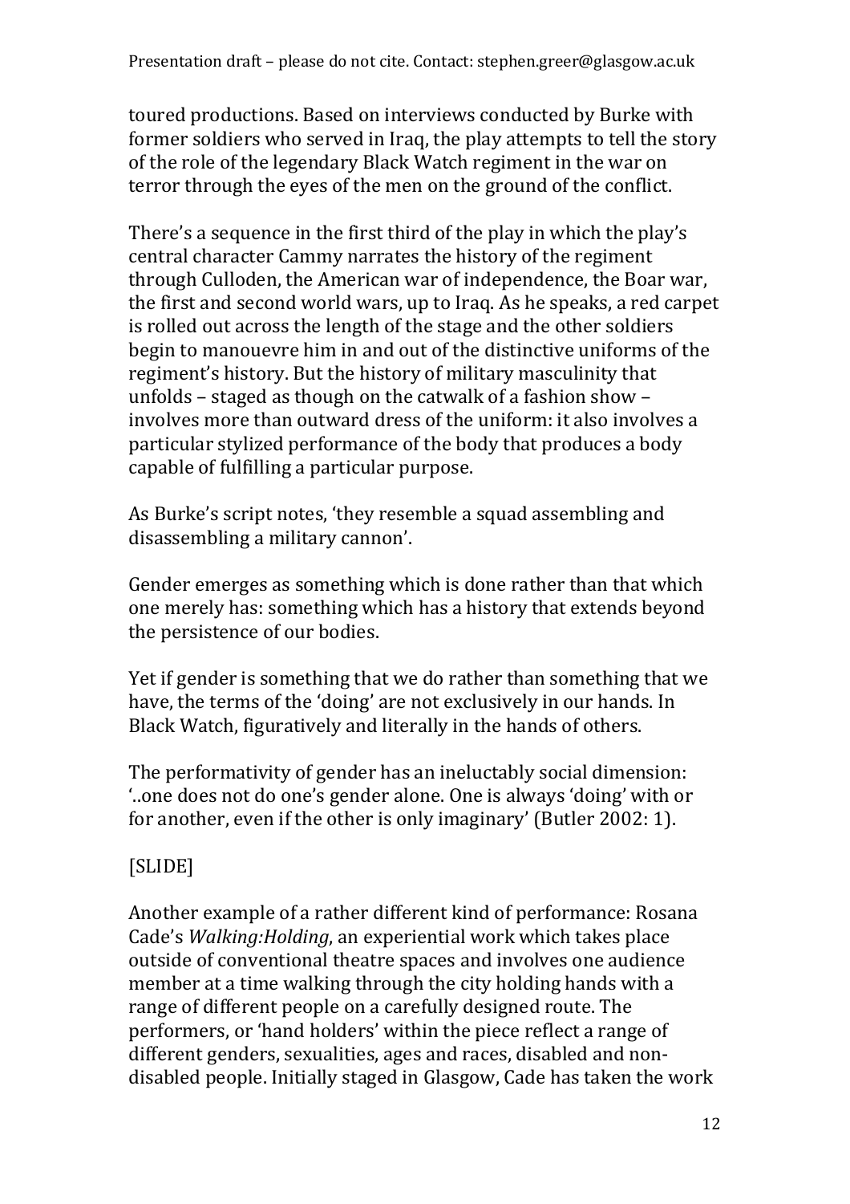toured productions. Based on interviews conducted by Burke with former soldiers who served in Iraq, the play attempts to tell the story of the role of the legendary Black Watch regiment in the war on terror through the eyes of the men on the ground of the conflict.

There's a sequence in the first third of the play in which the play's central character Cammy narrates the history of the regiment through Culloden, the American war of independence, the Boar war, the first and second world wars, up to Iraq. As he speaks, a red carpet is rolled out across the length of the stage and the other soldiers begin to manouevre him in and out of the distinctive uniforms of the regiment's history. But the history of military masculinity that unfolds – staged as though on the catwalk of a fashion show – involves more than outward dress of the uniform: it also involves a particular stylized performance of the body that produces a body capable of fulfilling a particular purpose.

As Burke's script notes, 'they resemble a squad assembling and disassembling a military cannon'.

Gender emerges as something which is done rather than that which one merely has: something which has a history that extends beyond the persistence of our bodies.

Yet if gender is something that we do rather than something that we have, the terms of the 'doing' are not exclusively in our hands. In Black Watch, figuratively and literally in the hands of others.

The performativity of gender has an ineluctably social dimension: '..one does not do one's gender alone. One is always 'doing' with or for another, even if the other is only imaginary' (Butler 2002: 1).

[SLIDE]

Another example of a rather different kind of performance: Rosana Cade's *Walking:Holding*, an experiential work which takes place outside of conventional theatre spaces and involves one audience member at a time walking through the city holding hands with a range of different people on a carefully designed route. The performers, or 'hand holders' within the piece reflect a range of different genders, sexualities, ages and races, disabled and non-disabled people. Initially staged in Glasgow, Cade has taken the work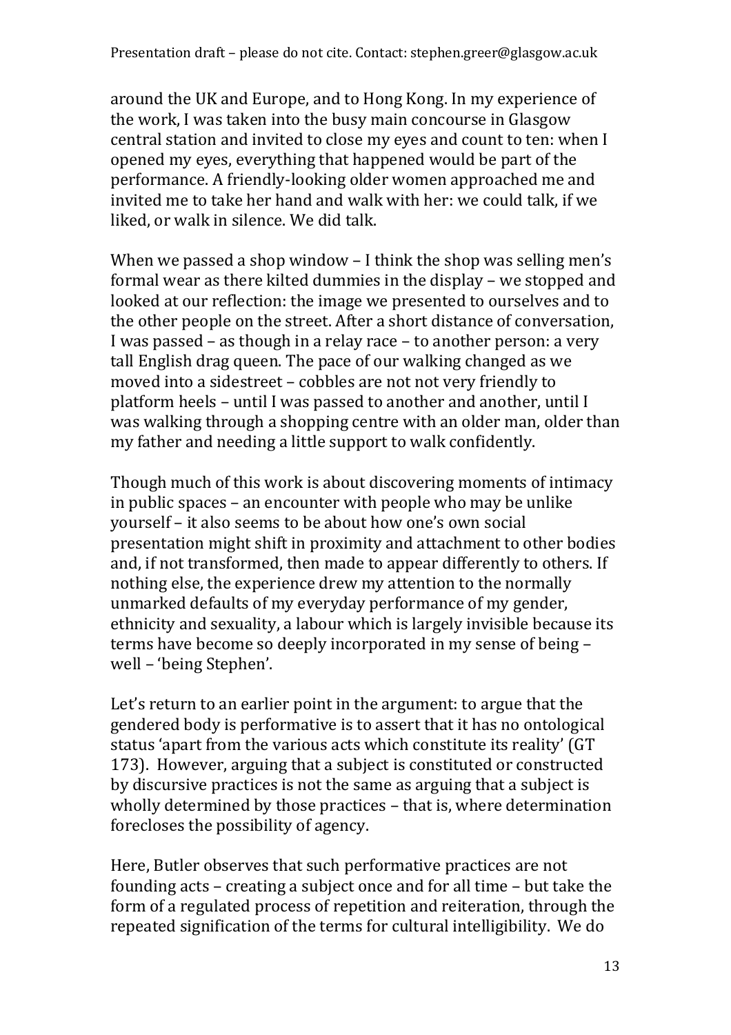around the UK and Europe, and to Hong Kong. In my experience of the work, I was taken into the busy main concourse in Glasgow central station and invited to close my eyes and count to ten: when I opened my eyes, everything that happened would be part of the performance. A friendly-looking older women approached me and invited me to take her hand and walk with her: we could talk, if we liked, or walk in silence. We did talk.

When we passed a shop window – I think the shop was selling men's formal wear as there kilted dummies in the display – we stopped and looked at our reflection: the image we presented to ourselves and to the other people on the street. After a short distance of conversation, I was passed – as though in a relay race – to another person: a very tall English drag queen. The pace of our walking changed as we moved into a sidestreet – cobbles are not not very friendly to platform heels – until I was passed to another and another, until I was walking through a shopping centre with an older man, older than my father and needing a little support to walk confidently.

Though much of this work is about discovering moments of intimacy in public spaces – an encounter with people who may be unlike yourself – it also seems to be about how one's own social presentation might shift in proximity and attachment to other bodies and, if not transformed, then made to appear differently to others. If nothing else, the experience drew my attention to the normally unmarked defaults of my everyday performance of my gender, ethnicity and sexuality, a labour which is largely invisible because its terms have become so deeply incorporated in my sense of being – well – 'being Stephen'.

Let's return to an earlier point in the argument: to argue that the gendered body is performative is to assert that it has no ontological status 'apart from the various acts which constitute its reality' (GT 173). However, arguing that a subject is constituted or constructed by discursive practices is not the same as arguing that a subject is wholly determined by those practices – that is, where determination forecloses the possibility of agency.

Here, Butler observes that such performative practices are not founding acts – creating a subject once and for all time – but take the form of a regulated process of repetition and reiteration, through the repeated signification of the terms for cultural intelligibility. We do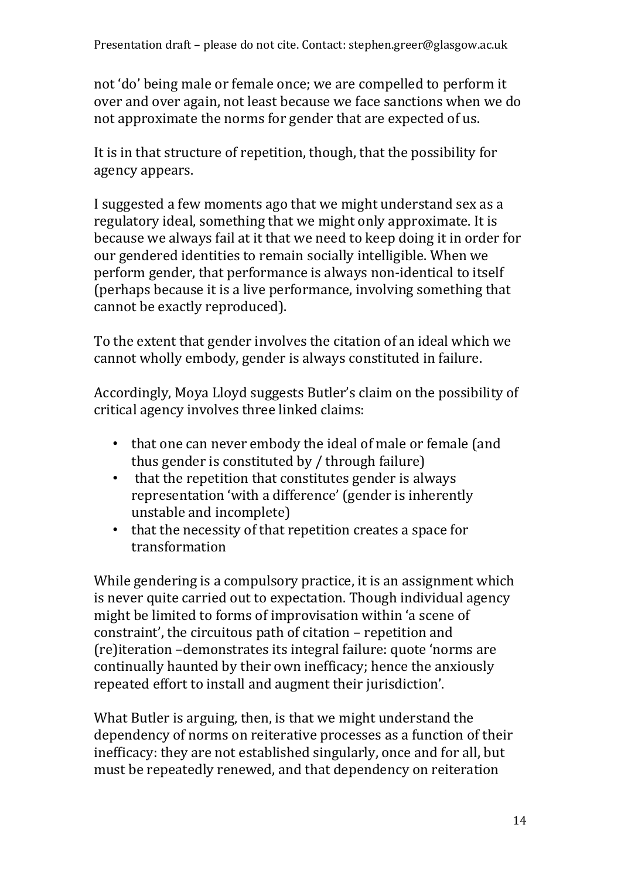not 'do' being male or female once; we are compelled to perform it over and over again, not least because we face sanctions when we do not approximate the norms for gender that are expected of us.

It is in that structure of repetition, though, that the possibility for agency appears.

I suggested a few moments ago that we might understand sex as a regulatory ideal, something that we might only approximate. It is because we always fail at it that we need to keep doing it in order for our gendered identities to remain socially intelligible. When we perform gender, that performance is always non-identical to itself (perhaps because it is a live performance, involving something that cannot be exactly reproduced).

To the extent that gender involves the citation of an ideal which we cannot wholly embody, gender is always constituted in failure.

Accordingly, Moya Lloyd suggests Butler's claim on the possibility of critical agency involves three linked claims:

- that one can never embody the ideal of male or female (and thus gender is constituted by / through failure)
- that the repetition that constitutes gender is always representation 'with a difference' (gender is inherently unstable and incomplete)
- that the necessity of that repetition creates a space for transformation

While gendering is a compulsory practice, it is an assignment which is never quite carried out to expectation. Though individual agency might be limited to forms of improvisation within 'a scene of constraint', the circuitous path of citation – repetition and (re)iteration –demonstrates its integral failure: quote 'norms are continually haunted by their own inefficacy; hence the anxiously repeated effort to install and augment their jurisdiction'.

What Butler is arguing, then, is that we might understand the dependency of norms on reiterative processes as a function of their inefficacy: they are not established singularly, once and for all, but must be repeatedly renewed, and that dependency on reiteration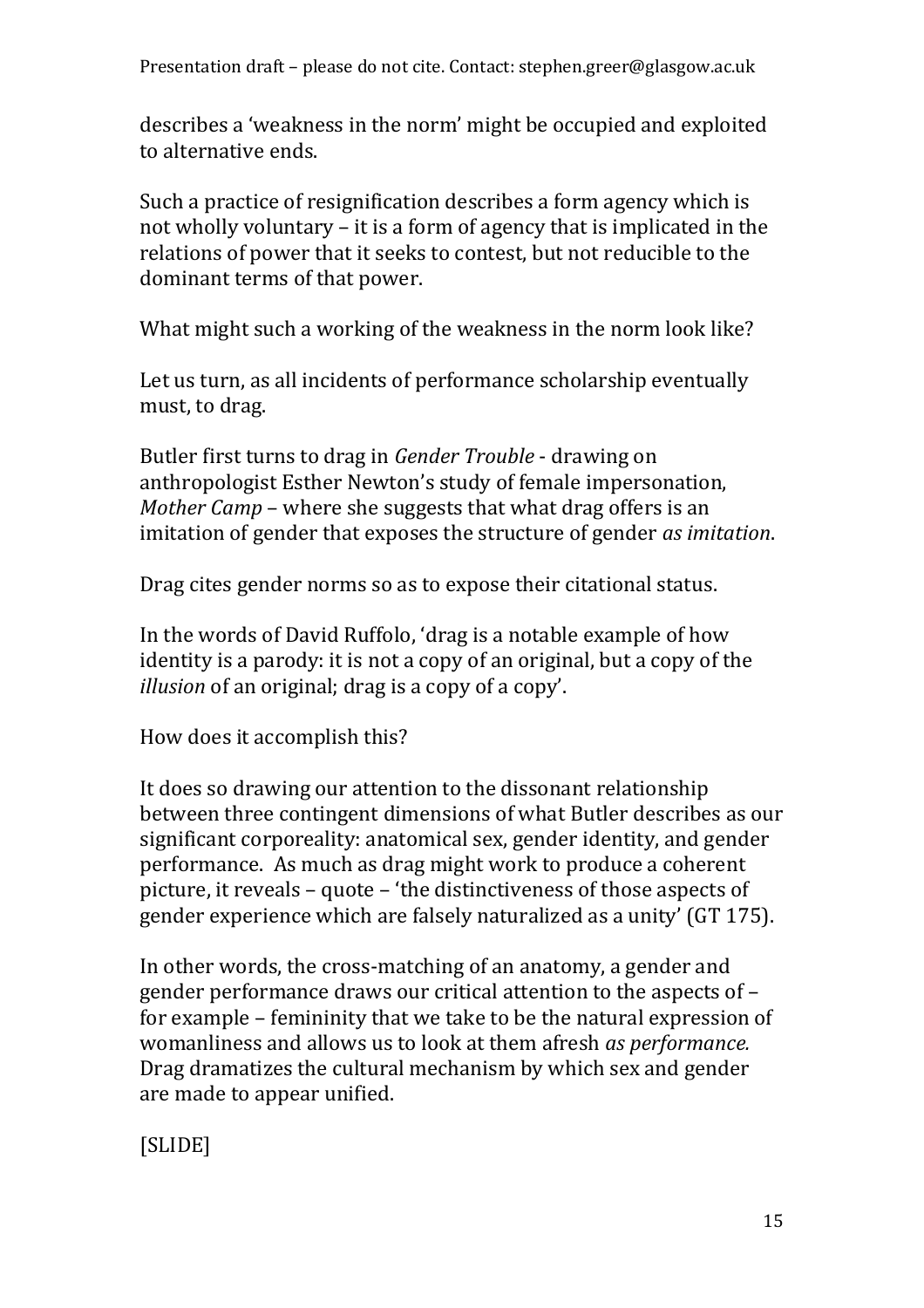describes a 'weakness in the norm' might be occupied and exploited to alternative ends.

Such a practice of resignification describes a form agency which is not wholly voluntary – it is a form of agency that is implicated in the relations of power that it seeks to contest, but not reducible to the dominant terms of that power.

What might such a working of the weakness in the norm look like?

Let us turn, as all incidents of performance scholarship eventually must, to drag.

Butler first turns to drag in *Gender Trouble* - drawing on anthropologist Esther Newton's study of female impersonation, *Mother Camp* – where she suggests that what drag offers is an imitation of gender that exposes the structure of gender *as imitation*.

Drag cites gender norms so as to expose their citational status.

In the words of David Ruffolo, 'drag is a notable example of how identity is a parody: it is not a copy of an original, but a copy of the *illusion* of an original; drag is a copy of a copy'.

How does it accomplish this?

It does so drawing our attention to the dissonant relationship between three contingent dimensions of what Butler describes as our significant corporeality: anatomical sex, gender identity, and gender performance. As much as drag might work to produce a coherent picture, it reveals – quote – 'the distinctiveness of those aspects of gender experience which are falsely naturalized as a unity' (GT 175).

In other words, the cross-matching of an anatomy, a gender and gender performance draws our critical attention to the aspects of – for example – femininity that we take to be the natural expression of womanliness and allows us to look at them afresh *as performance.* Drag dramatizes the cultural mechanism by which sex and gender are made to appear unified.

[SLIDE]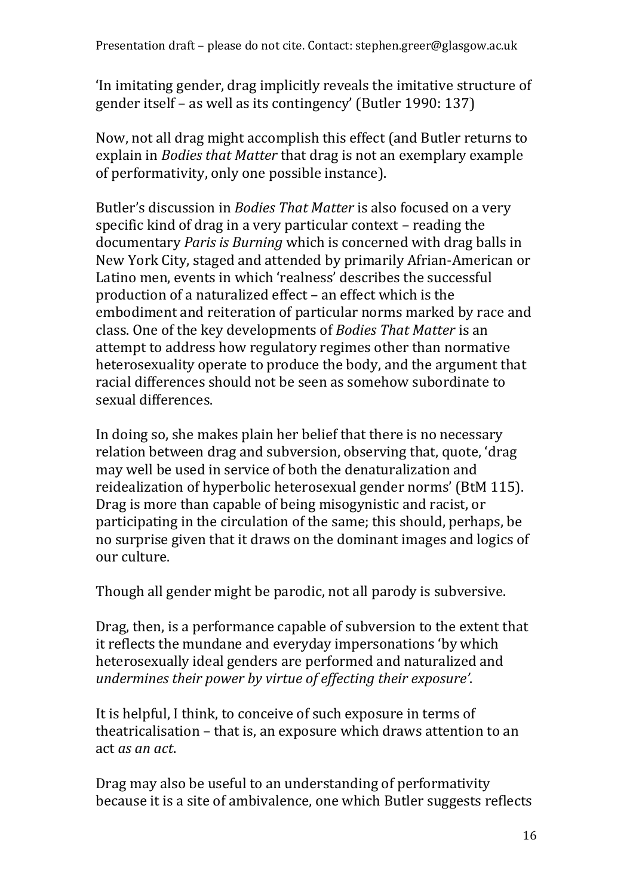'In imitating gender, drag implicitly reveals the imitative structure of gender itself – as well as its contingency' (Butler 1990: 137)

Now, not all drag might accomplish this effect (and Butler returns to explain in *Bodies that Matter* that drag is not an exemplary example of performativity, only one possible instance).

Butler's discussion in *Bodies That Matter* is also focused on a very specific kind of drag in a very particular context – reading the documentary *Paris is Burning* which is concerned with drag balls in New York City, staged and attended by primarily Afrian-American or Latino men, events in which 'realness' describes the successful production of a naturalized effect – an effect which is the embodiment and reiteration of particular norms marked by race and class. One of the key developments of *Bodies That Matter* is an attempt to address how regulatory regimes other than normative heterosexuality operate to produce the body, and the argument that racial differences should not be seen as somehow subordinate to sexual differences.

In doing so, she makes plain her belief that there is no necessary relation between drag and subversion, observing that, quote, 'drag may well be used in service of both the denaturalization and reidealization of hyperbolic heterosexual gender norms' (BtM 115). Drag is more than capable of being misogynistic and racist, or participating in the circulation of the same; this should, perhaps, be no surprise given that it draws on the dominant images and logics of our culture.

Though all gender might be parodic, not all parody is subversive.

Drag, then, is a performance capable of subversion to the extent that it reflects the mundane and everyday impersonations 'by which heterosexually ideal genders are performed and naturalized and *undermines their power by virtue of effecting their exposure*'.

It is helpful, I think, to conceive of such exposure in terms of theatricalisation – that is, an exposure which draws attention to an act *as an act*.

Drag may also be useful to an understanding of performativity because it is a site of ambivalence, one which Butler suggests reflects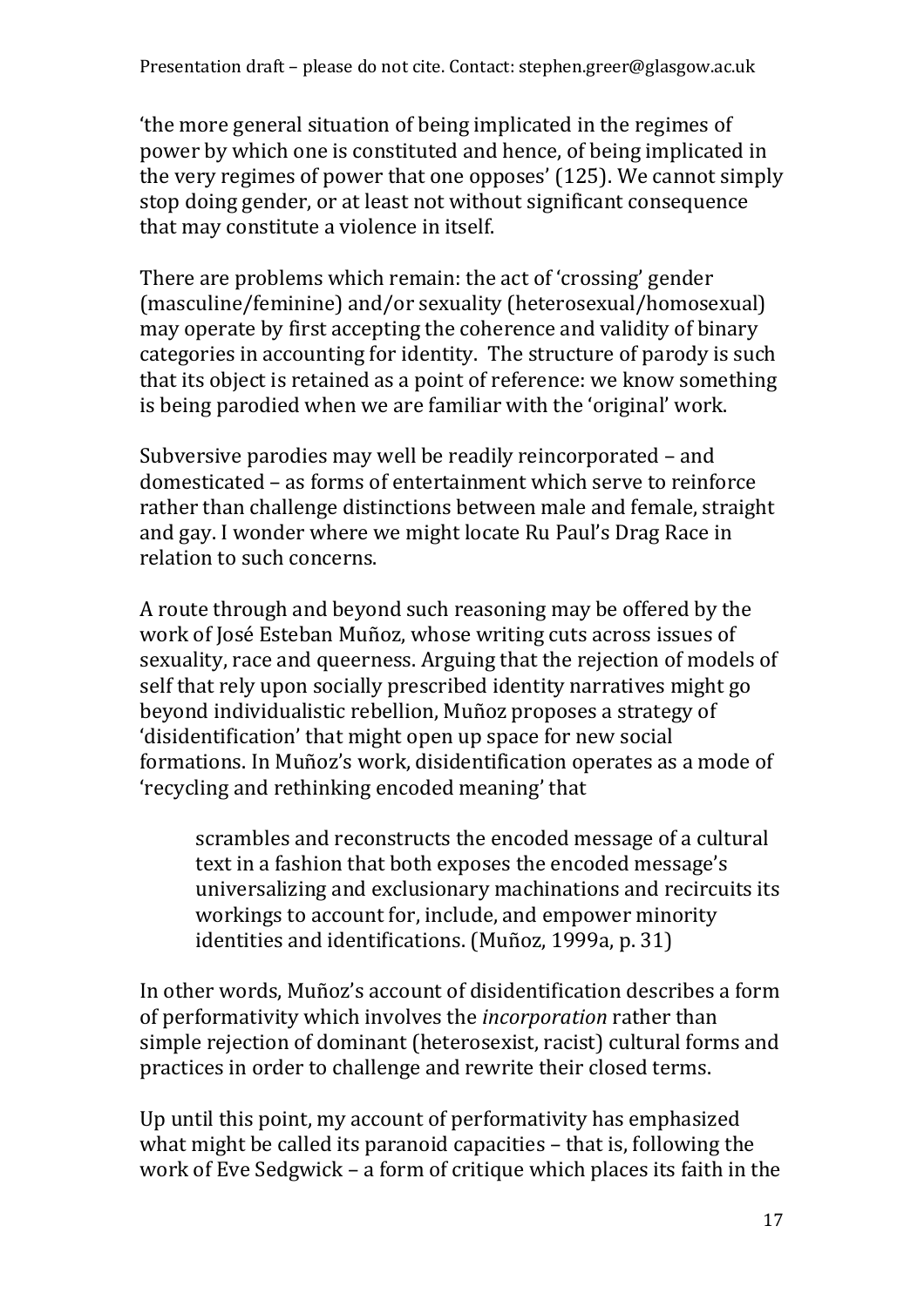'the more general situation of being implicated in the regimes of power by which one is constituted and hence, of being implicated in the very regimes of power that one opposes' (125). We cannot simply stop doing gender, or at least not without significant consequence that may constitute a violence in itself.

There are problems which remain: the act of 'crossing' gender (masculine/feminine) and/or sexuality (heterosexual/homosexual) may operate by first accepting the coherence and validity of binary categories in accounting for identity. The structure of parody is such that its object is retained as a point of reference: we know something is being parodied when we are familiar with the 'original' work.

Subversive parodies may well be readily reincorporated – and domesticated – as forms of entertainment which serve to reinforce rather than challenge distinctions between male and female, straight and gay. I wonder where we might locate Ru Paul's Drag Race in relation to such concerns.

A route through and beyond such reasoning may be offered by the work of José Esteban Muñoz, whose writing cuts across issues of sexuality, race and queerness. Arguing that the rejection of models of self that rely upon socially prescribed identity narratives might go beyond individualistic rebellion, Muñoz proposes a strategy of 'disidentification' that might open up space for new social formations. In Muñoz's work, disidentification operates as a mode of 'recycling and rethinking encoded meaning' that

> scrambles and reconstructs the encoded message of a cultural text in a fashion that both exposes the encoded message's universalizing and exclusionary machinations and recircuits its workings to account for, include, and empower minority identities and identifications. (Muñoz, 1999a, p. 31)

In other words, Muñoz's account of disidentification describes a form of performativity which involves the *incorporation* rather than simple rejection of dominant (heterosexist, racist) cultural forms and practices in order to challenge and rewrite their closed terms.

Up until this point, my account of performativity has emphasized what might be called its paranoid capacities – that is, following the work of Eve Sedgwick – a form of critique which places its faith in the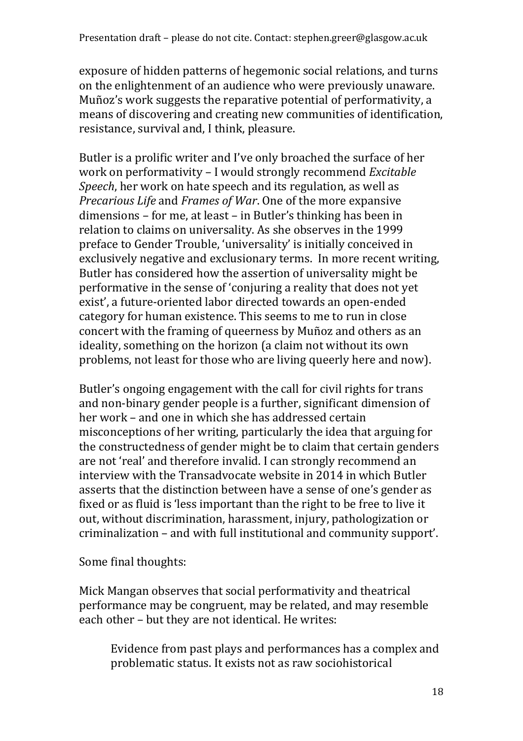exposure of hidden patterns of hegemonic social relations, and turns on the enlightenment of an audience who were previously unaware. Muñoz's work suggests the reparative potential of performativity, a means of discovering and creating new communities of identification, resistance, survival and, I think, pleasure.

Butler is a prolific writer and I've only broached the surface of her work on performativity – I would strongly recommend *Excitable Speech*, her work on hate speech and its regulation, as well as *Precarious Life* and *Frames of War*. One of the more expansive dimensions – for me, at least – in Butler's thinking has been in relation to claims on universality. As she observes in the 1999 preface to Gender Trouble, 'universality' is initially conceived in exclusively negative and exclusionary terms. In more recent writing, Butler has considered how the assertion of universality might be performative in the sense of 'conjuring a reality that does not yet exist', a future-oriented labor directed towards an open-ended category for human existence. This seems to me to run in close concert with the framing of queerness by Muñoz and others as an ideality, something on the horizon (a claim not without its own problems, not least for those who are living queerly here and now).

Butler's ongoing engagement with the call for civil rights for trans and non-binary gender people is a further, significant dimension of her work – and one in which she has addressed certain misconceptions of her writing, particularly the idea that arguing for the constructedness of gender might be to claim that certain genders are not 'real' and therefore invalid. I can strongly recommend an interview with the Transadvocate website in 2014 in which Butler asserts that the distinction between have a sense of one's gender as fixed or as fluid is 'less important than the right to be free to live it out, without discrimination, harassment, injury, pathologization or criminalization – and with full institutional and community support'.

Some final thoughts:

Mick Mangan observes that social performativity and theatrical performance may be congruent, may be related, and may resemble each other – but they are not identical. He writes:

> Evidence from past plays and performances has a complex and problematic status. It exists not as raw sociohistorical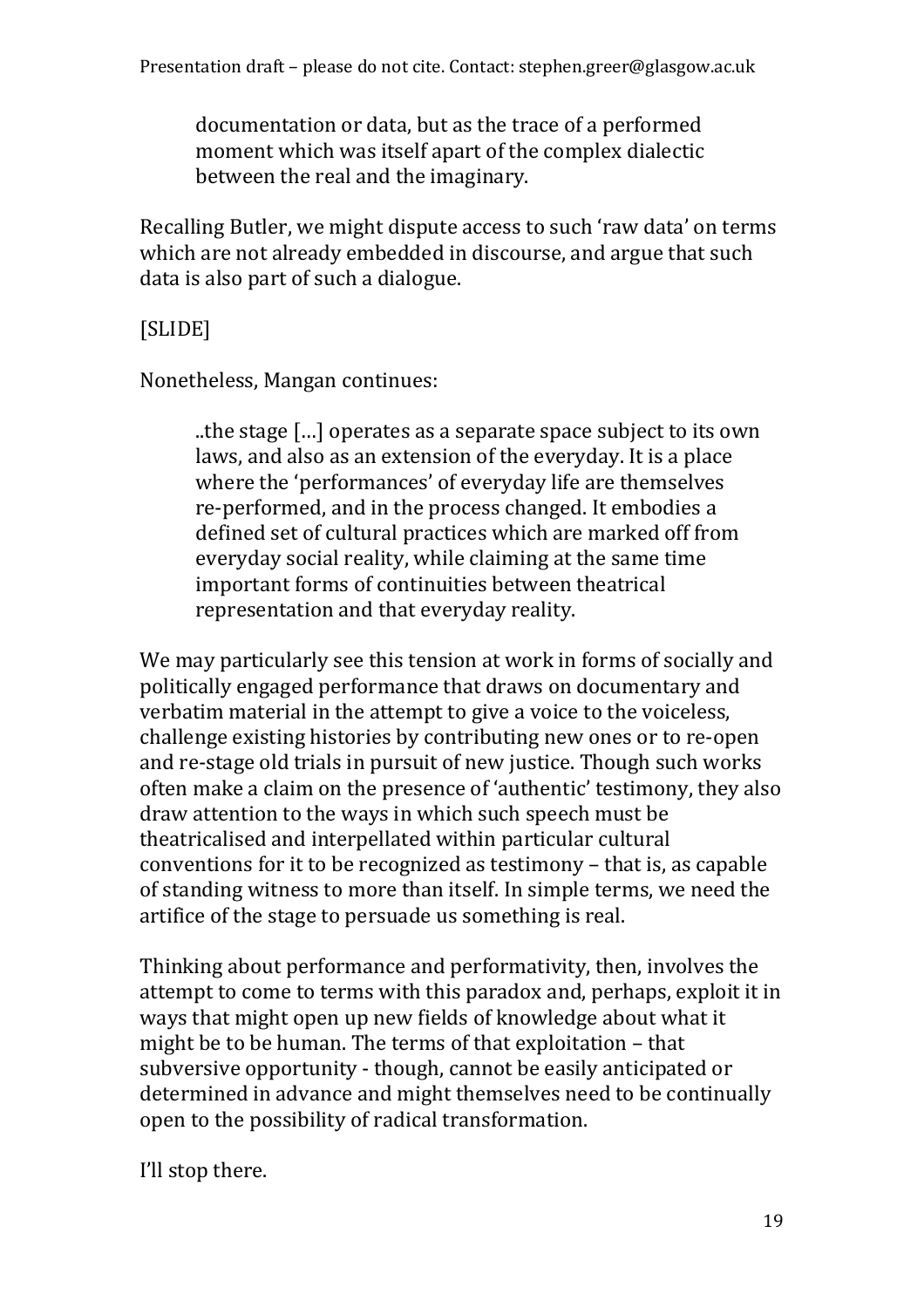> documentation or data, but as the trace of a performed moment which was itself apart of the complex dialectic between the real and the imaginary.

Recalling Butler, we might dispute access to such 'raw data' on terms which are not already embedded in discourse, and argue that such data is also part of such a dialogue.

[SLIDE]

Nonetheless, Mangan continues:

> ..the stage […] operates as a separate space subject to its own laws, and also as an extension of the everyday. It is a place where the 'performances' of everyday life are themselves re-performed, and in the process changed. It embodies a defined set of cultural practices which are marked off from everyday social reality, while claiming at the same time important forms of continuities between theatrical representation and that everyday reality.

We may particularly see this tension at work in forms of socially and politically engaged performance that draws on documentary and verbatim material in the attempt to give a voice to the voiceless, challenge existing histories by contributing new ones or to re-open and re-stage old trials in pursuit of new justice. Though such works often make a claim on the presence of 'authentic' testimony, they also draw attention to the ways in which such speech must be theatricalised and interpellated within particular cultural conventions for it to be recognized as testimony – that is, as capable of standing witness to more than itself. In simple terms, we need the artifice of the stage to persuade us something is real.

Thinking about performance and performativity, then, involves the attempt to come to terms with this paradox and, perhaps, exploit it in ways that might open up new fields of knowledge about what it might be to be human. The terms of that exploitation – that subversive opportunity - though, cannot be easily anticipated or determined in advance and might themselves need to be continually open to the possibility of radical transformation.

I'll stop there.